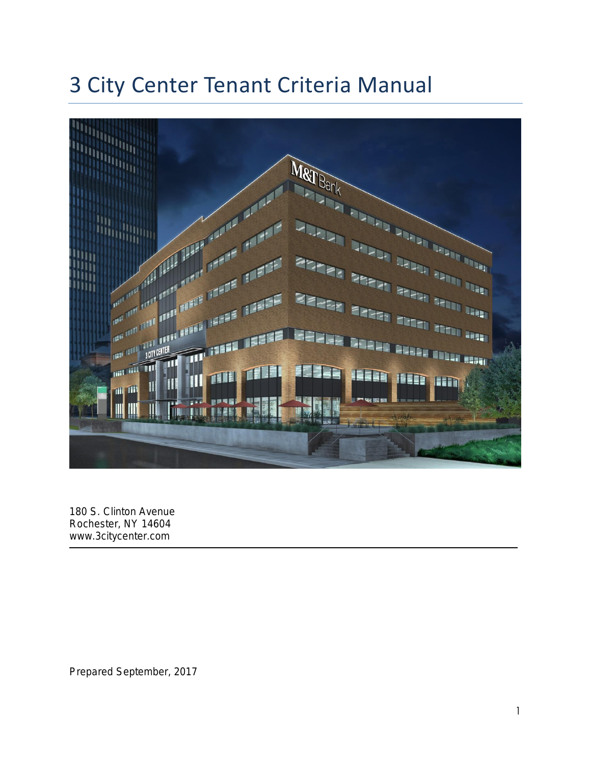# 3 City Center Tenant Criteria Manual

180 S. Clinton Avenue
Rochester, NY 14604
www.3citycenter.com

Prepared September, 2017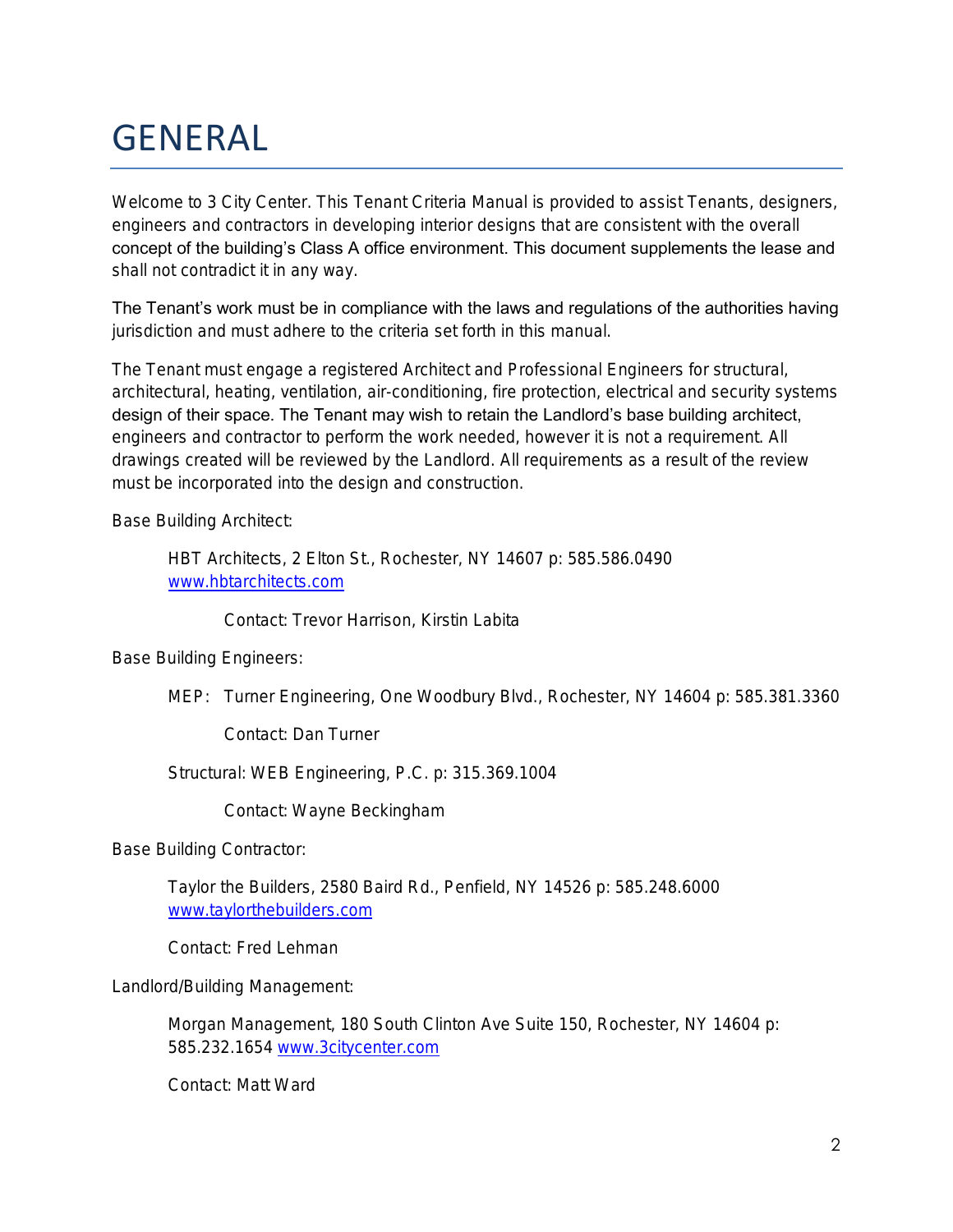# GENERAL

Welcome to 3 City Center. This Tenant Criteria Manual is provided to assist Tenants, designers, engineers and contractors in developing interior designs that are consistent with the overall concept of the building's Class A office environment. This document supplements the lease and shall not contradict it in any way.

The Tenant's work must be in compliance with the laws and regulations of the authorities having jurisdiction and must adhere to the criteria set forth in this manual.

The Tenant must engage a registered Architect and Professional Engineers for structural, architectural, heating, ventilation, air-conditioning, fire protection, electrical and security systems design of their space. The Tenant may wish to retain the Landlord's base building architect, engineers and contractor to perform the work needed, however it is not a requirement. All drawings created will be reviewed by the Landlord. All requirements as a result of the review must be incorporated into the design and construction.

Base Building Architect:

> HBT Architects, 2 Elton St., Rochester, NY 14607 p: 585.586.0490 www.hbtarchitects.com
>
> > Contact: Trevor Harrison, Kirstin Labita

Base Building Engineers:

> MEP: Turner Engineering, One Woodbury Blvd., Rochester, NY 14604 p: 585.381.3360
>
> > Contact: Dan Turner
>
> Structural: WEB Engineering, P.C. p: 315.369.1004
>
> > Contact: Wayne Beckingham

Base Building Contractor:

> Taylor the Builders, 2580 Baird Rd., Penfield, NY 14526 p: 585.248.6000 www.taylorthebuilders.com
>
> Contact: Fred Lehman

Landlord/Building Management:

> Morgan Management, 180 South Clinton Ave Suite 150, Rochester, NY 14604 p: 585.232.1654 www.3citycenter.com
>
> Contact: Matt Ward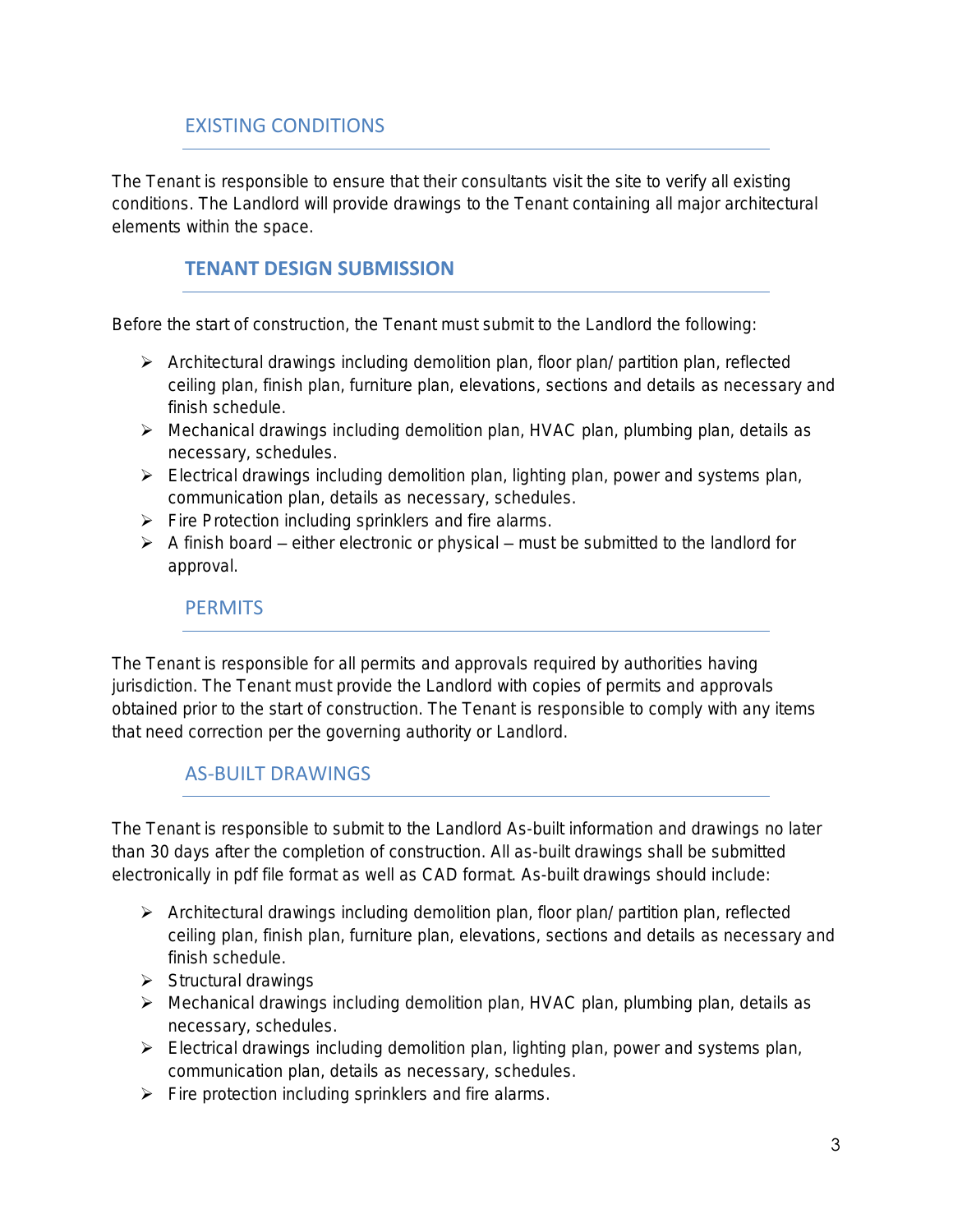## EXISTING CONDITIONS

The Tenant is responsible to ensure that their consultants visit the site to verify all existing conditions. The Landlord will provide drawings to the Tenant containing all major architectural elements within the space.

## TENANT DESIGN SUBMISSION

Before the start of construction, the Tenant must submit to the Landlord the following:

- Architectural drawings including demolition plan, floor plan/ partition plan, reflected ceiling plan, finish plan, furniture plan, elevations, sections and details as necessary and finish schedule.
- Mechanical drawings including demolition plan, HVAC plan, plumbing plan, details as necessary, schedules.
- Electrical drawings including demolition plan, lighting plan, power and systems plan, communication plan, details as necessary, schedules.
- Fire Protection including sprinklers and fire alarms.
- A finish board – either electronic or physical – must be submitted to the landlord for approval.

## PERMITS

The Tenant is responsible for all permits and approvals required by authorities having jurisdiction. The Tenant must provide the Landlord with copies of permits and approvals obtained prior to the start of construction. The Tenant is responsible to comply with any items that need correction per the governing authority or Landlord.

## AS-BUILT DRAWINGS

The Tenant is responsible to submit to the Landlord As-built information and drawings no later than 30 days after the completion of construction. All as-built drawings shall be submitted electronically in pdf file format as well as CAD format. As-built drawings should include:

- Architectural drawings including demolition plan, floor plan/ partition plan, reflected ceiling plan, finish plan, furniture plan, elevations, sections and details as necessary and finish schedule.
- Structural drawings
- Mechanical drawings including demolition plan, HVAC plan, plumbing plan, details as necessary, schedules.
- Electrical drawings including demolition plan, lighting plan, power and systems plan, communication plan, details as necessary, schedules.
- Fire protection including sprinklers and fire alarms.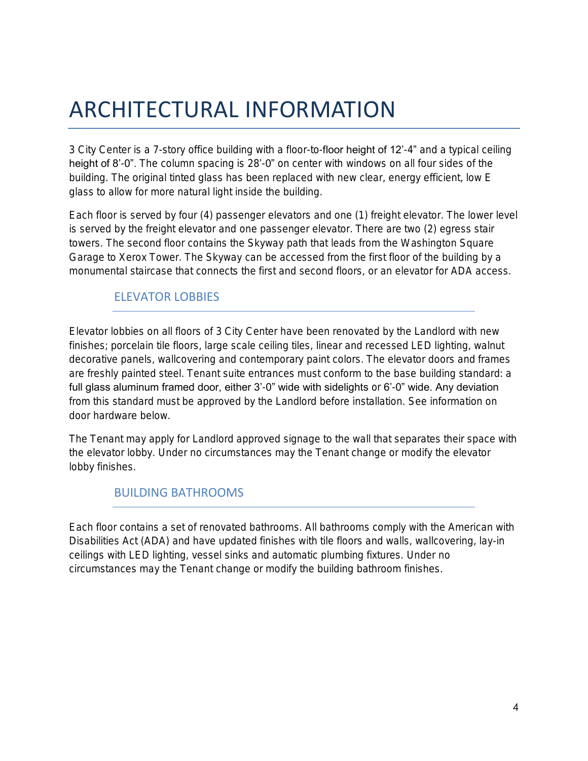# ARCHITECTURAL INFORMATION

3 City Center is a 7-story office building with a floor-to-floor height of 12'-4" and a typical ceiling height of 8'-0". The column spacing is 28'-0" on center with windows on all four sides of the building. The original tinted glass has been replaced with new clear, energy efficient, low E glass to allow for more natural light inside the building.

Each floor is served by four (4) passenger elevators and one (1) freight elevator. The lower level is served by the freight elevator and one passenger elevator. There are two (2) egress stair towers. The second floor contains the Skyway path that leads from the Washington Square Garage to Xerox Tower. The Skyway can be accessed from the first floor of the building by a monumental staircase that connects the first and second floors, or an elevator for ADA access.

## ELEVATOR LOBBIES

Elevator lobbies on all floors of 3 City Center have been renovated by the Landlord with new finishes; porcelain tile floors, large scale ceiling tiles, linear and recessed LED lighting, walnut decorative panels, wallcovering and contemporary paint colors. The elevator doors and frames are freshly painted steel. Tenant suite entrances must conform to the base building standard: a full glass aluminum framed door, either 3'-0" wide with sidelights or 6'-0" wide. Any deviation from this standard must be approved by the Landlord before installation. See information on door hardware below.

The Tenant may apply for Landlord approved signage to the wall that separates their space with the elevator lobby. Under no circumstances may the Tenant change or modify the elevator lobby finishes.

## BUILDING BATHROOMS

Each floor contains a set of renovated bathrooms. All bathrooms comply with the American with Disabilities Act (ADA) and have updated finishes with tile floors and walls, wallcovering, lay-in ceilings with LED lighting, vessel sinks and automatic plumbing fixtures. Under no circumstances may the Tenant change or modify the building bathroom finishes.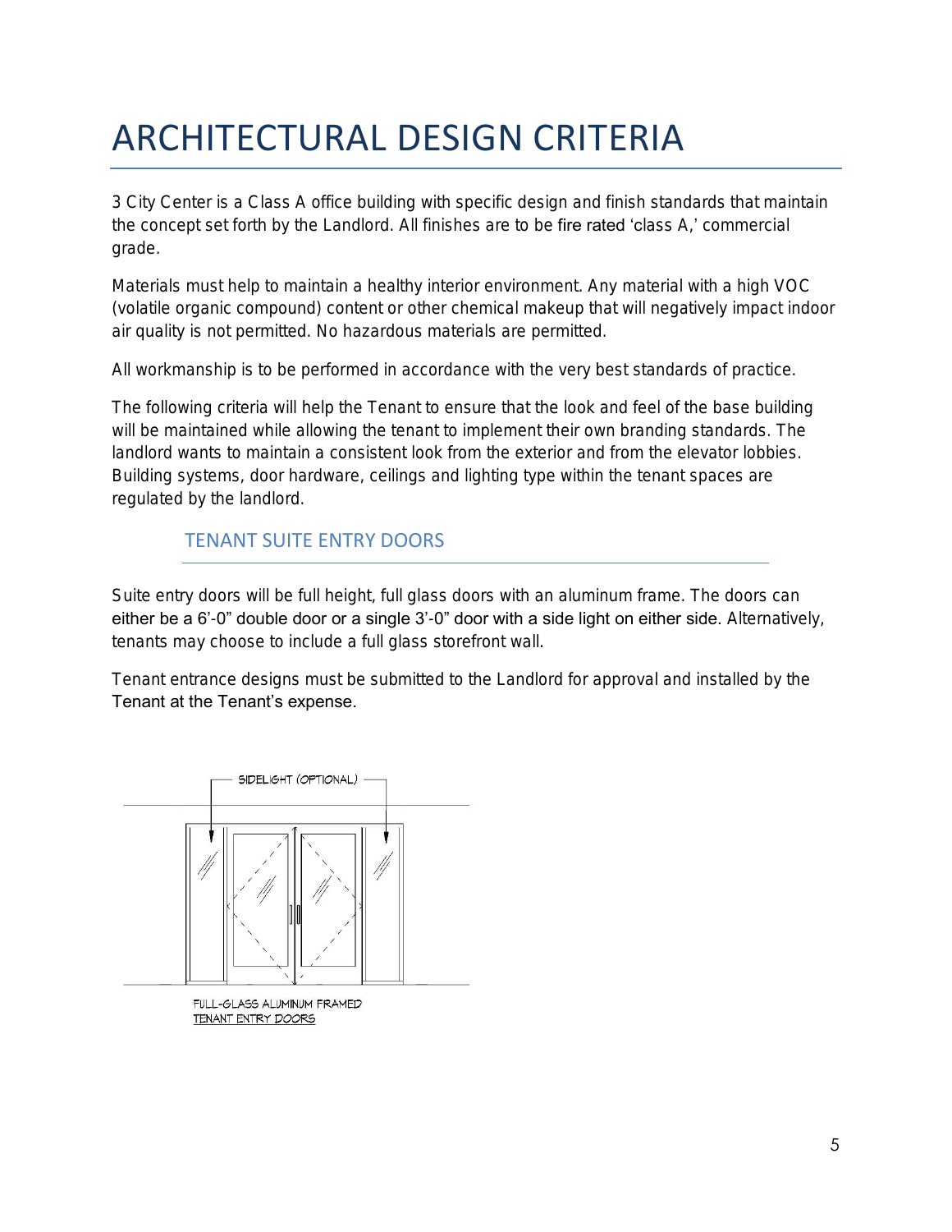# ARCHITECTURAL DESIGN CRITERIA

3 City Center is a Class A office building with specific design and finish standards that maintain the concept set forth by the Landlord. All finishes are to be fire rated 'class A,' commercial grade.

Materials must help to maintain a healthy interior environment. Any material with a high VOC (volatile organic compound) content or other chemical makeup that will negatively impact indoor air quality is not permitted. No hazardous materials are permitted.

All workmanship is to be performed in accordance with the very best standards of practice.

The following criteria will help the Tenant to ensure that the look and feel of the base building will be maintained while allowing the tenant to implement their own branding standards. The landlord wants to maintain a consistent look from the exterior and from the elevator lobbies. Building systems, door hardware, ceilings and lighting type within the tenant spaces are regulated by the landlord.

## TENANT SUITE ENTRY DOORS

Suite entry doors will be full height, full glass doors with an aluminum frame. The doors can either be a 6'-0" double door or a single 3'-0" door with a side light on either side. Alternatively, tenants may choose to include a full glass storefront wall.

Tenant entrance designs must be submitted to the Landlord for approval and installed by the Tenant at the Tenant's expense.

SIDELIGHT (OPTIONAL)

FULL-GLASS ALUMINUM FRAMED
TENANT ENTRY DOORS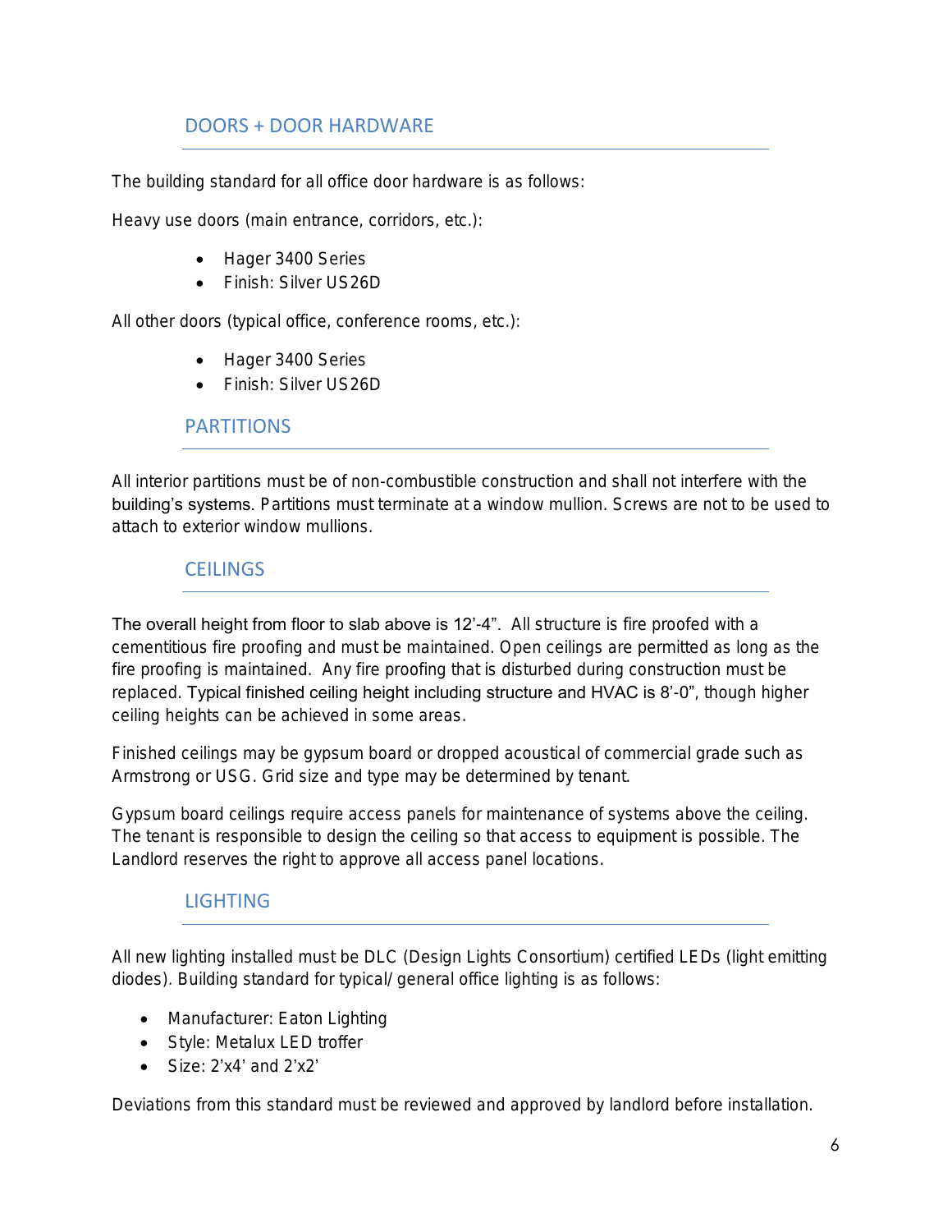## DOORS + DOOR HARDWARE

The building standard for all office door hardware is as follows:

Heavy use doors (main entrance, corridors, etc.):

- Hager 3400 Series
- Finish: Silver US26D

All other doors (typical office, conference rooms, etc.):

- Hager 3400 Series
- Finish: Silver US26D

## PARTITIONS

All interior partitions must be of non-combustible construction and shall not interfere with the building's systems. Partitions must terminate at a window mullion. Screws are not to be used to attach to exterior window mullions.

## CEILINGS

The overall height from floor to slab above is 12'-4". All structure is fire proofed with a cementitious fire proofing and must be maintained. Open ceilings are permitted as long as the fire proofing is maintained. Any fire proofing that is disturbed during construction must be replaced. Typical finished ceiling height including structure and HVAC is 8'-0", though higher ceiling heights can be achieved in some areas.

Finished ceilings may be gypsum board or dropped acoustical of commercial grade such as Armstrong or USG. Grid size and type may be determined by tenant.

Gypsum board ceilings require access panels for maintenance of systems above the ceiling. The tenant is responsible to design the ceiling so that access to equipment is possible. The Landlord reserves the right to approve all access panel locations.

## LIGHTING

All new lighting installed must be DLC (Design Lights Consortium) certified LEDs (light emitting diodes). Building standard for typical/ general office lighting is as follows:

- Manufacturer: Eaton Lighting
- Style: Metalux LED troffer
- Size: 2'x4' and 2'x2'

Deviations from this standard must be reviewed and approved by landlord before installation.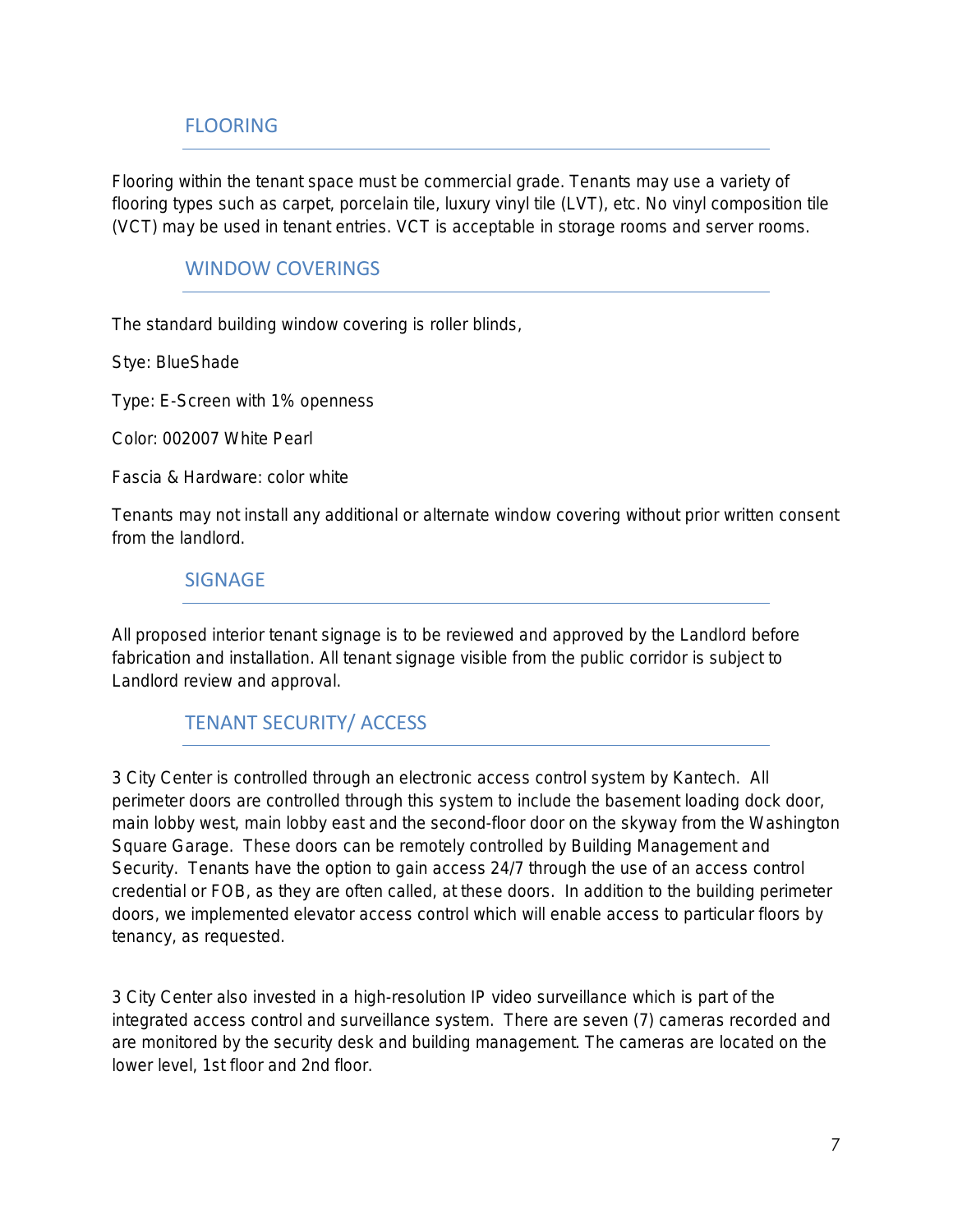## FLOORING

Flooring within the tenant space must be commercial grade. Tenants may use a variety of flooring types such as carpet, porcelain tile, luxury vinyl tile (LVT), etc. No vinyl composition tile (VCT) may be used in tenant entries. VCT is acceptable in storage rooms and server rooms.

## WINDOW COVERINGS

The standard building window covering is roller blinds,

Stye: BlueShade

Type: E-Screen with 1% openness

Color: 002007 White Pearl

Fascia & Hardware: color white

Tenants may not install any additional or alternate window covering without prior written consent from the landlord.

## SIGNAGE

All proposed interior tenant signage is to be reviewed and approved by the Landlord before fabrication and installation. All tenant signage visible from the public corridor is subject to Landlord review and approval.

## TENANT SECURITY/ ACCESS

3 City Center is controlled through an electronic access control system by Kantech. All perimeter doors are controlled through this system to include the basement loading dock door, main lobby west, main lobby east and the second-floor door on the skyway from the Washington Square Garage. These doors can be remotely controlled by Building Management and Security. Tenants have the option to gain access 24/7 through the use of an access control credential or FOB, as they are often called, at these doors. In addition to the building perimeter doors, we implemented elevator access control which will enable access to particular floors by tenancy, as requested.

3 City Center also invested in a high-resolution IP video surveillance which is part of the integrated access control and surveillance system. There are seven (7) cameras recorded and are monitored by the security desk and building management. The cameras are located on the lower level, 1st floor and 2nd floor.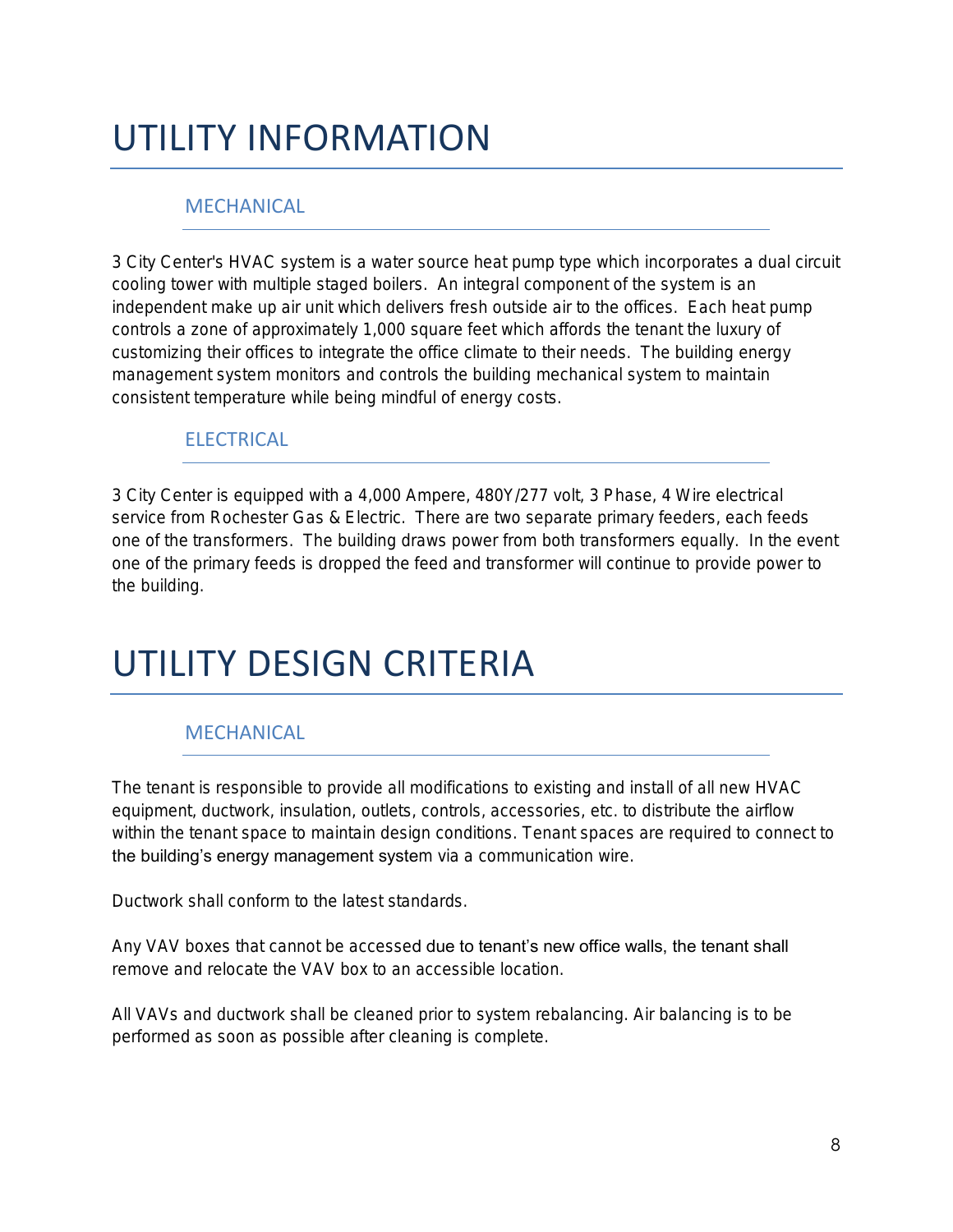# UTILITY INFORMATION

## MECHANICAL

3 City Center's HVAC system is a water source heat pump type which incorporates a dual circuit cooling tower with multiple staged boilers. An integral component of the system is an independent make up air unit which delivers fresh outside air to the offices. Each heat pump controls a zone of approximately 1,000 square feet which affords the tenant the luxury of customizing their offices to integrate the office climate to their needs. The building energy management system monitors and controls the building mechanical system to maintain consistent temperature while being mindful of energy costs.

## ELECTRICAL

3 City Center is equipped with a 4,000 Ampere, 480Y/277 volt, 3 Phase, 4 Wire electrical service from Rochester Gas & Electric. There are two separate primary feeders, each feeds one of the transformers. The building draws power from both transformers equally. In the event one of the primary feeds is dropped the feed and transformer will continue to provide power to the building.

# UTILITY DESIGN CRITERIA

## MECHANICAL

The tenant is responsible to provide all modifications to existing and install of all new HVAC equipment, ductwork, insulation, outlets, controls, accessories, etc. to distribute the airflow within the tenant space to maintain design conditions. Tenant spaces are required to connect to the building's energy management system via a communication wire.

Ductwork shall conform to the latest standards.

Any VAV boxes that cannot be accessed due to tenant's new office walls, the tenant shall remove and relocate the VAV box to an accessible location.

All VAVs and ductwork shall be cleaned prior to system rebalancing. Air balancing is to be performed as soon as possible after cleaning is complete.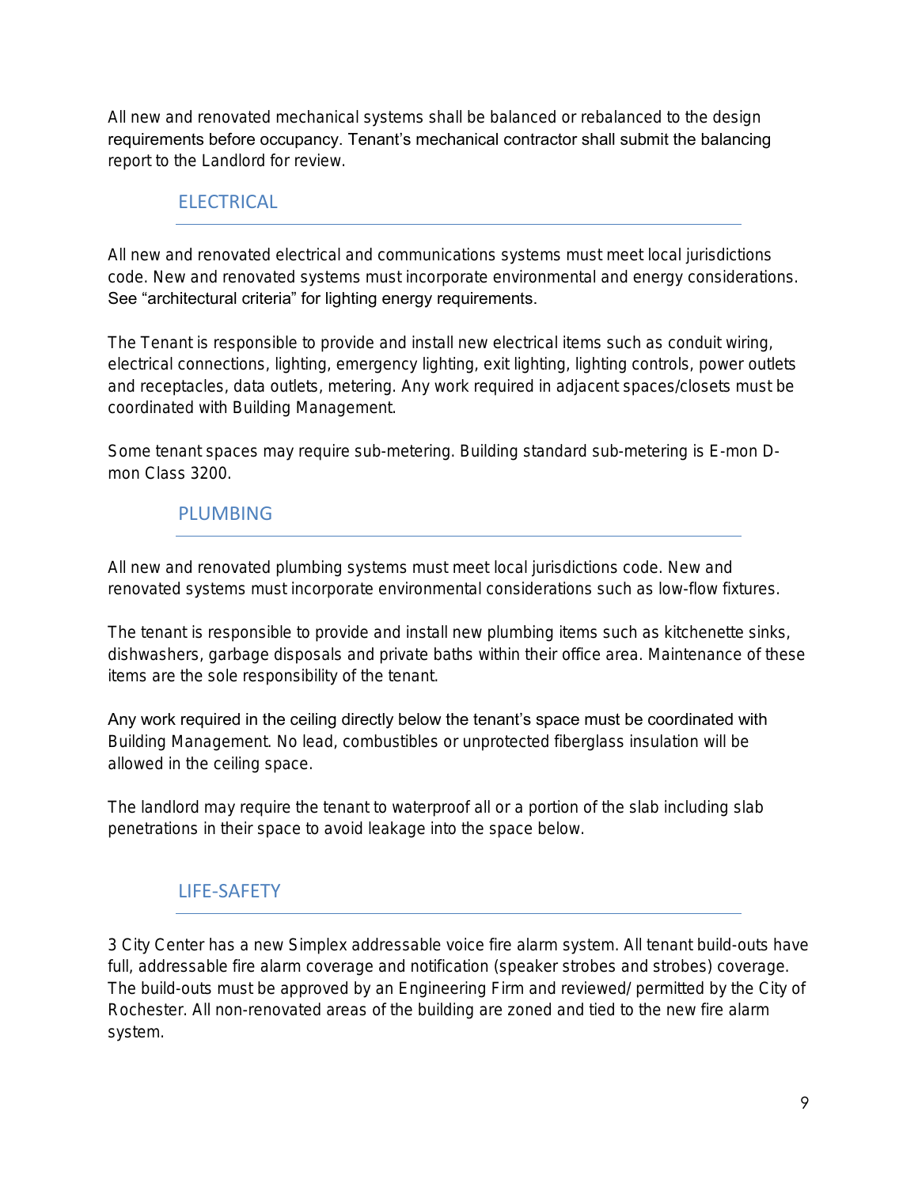All new and renovated mechanical systems shall be balanced or rebalanced to the design requirements before occupancy. Tenant's mechanical contractor shall submit the balancing report to the Landlord for review.

## ELECTRICAL

All new and renovated electrical and communications systems must meet local jurisdictions code. New and renovated systems must incorporate environmental and energy considerations. See "architectural criteria" for lighting energy requirements.

The Tenant is responsible to provide and install new electrical items such as conduit wiring, electrical connections, lighting, emergency lighting, exit lighting, lighting controls, power outlets and receptacles, data outlets, metering. Any work required in adjacent spaces/closets must be coordinated with Building Management.

Some tenant spaces may require sub-metering. Building standard sub-metering is E-mon D-mon Class 3200.

## PLUMBING

All new and renovated plumbing systems must meet local jurisdictions code. New and renovated systems must incorporate environmental considerations such as low-flow fixtures.

The tenant is responsible to provide and install new plumbing items such as kitchenette sinks, dishwashers, garbage disposals and private baths within their office area. Maintenance of these items are the sole responsibility of the tenant.

Any work required in the ceiling directly below the tenant's space must be coordinated with Building Management. No lead, combustibles or unprotected fiberglass insulation will be allowed in the ceiling space.

The landlord may require the tenant to waterproof all or a portion of the slab including slab penetrations in their space to avoid leakage into the space below.

## LIFE-SAFETY

3 City Center has a new Simplex addressable voice fire alarm system. All tenant build-outs have full, addressable fire alarm coverage and notification (speaker strobes and strobes) coverage. The build-outs must be approved by an Engineering Firm and reviewed/ permitted by the City of Rochester. All non-renovated areas of the building are zoned and tied to the new fire alarm system.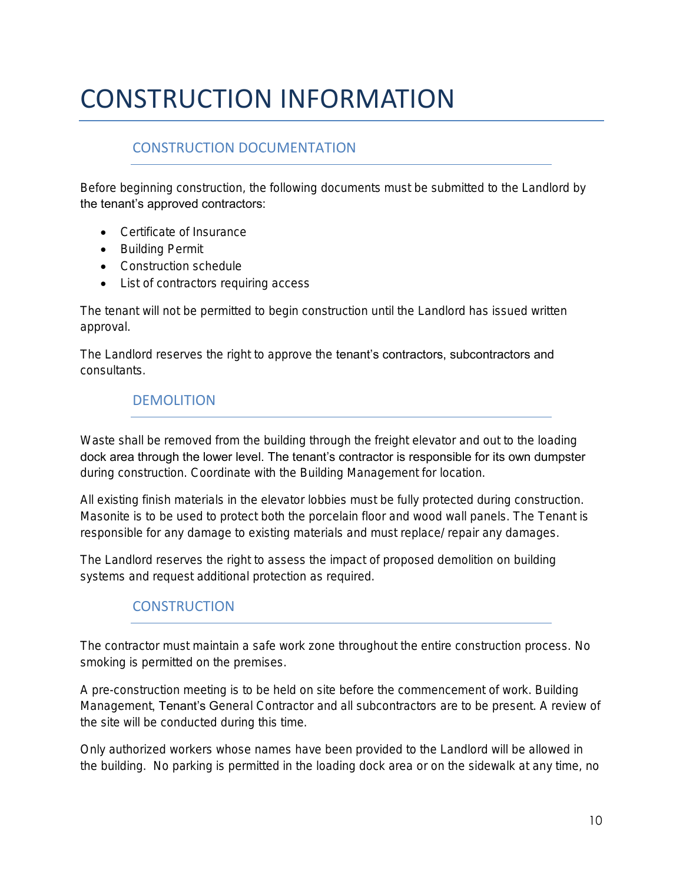# CONSTRUCTION INFORMATION

## CONSTRUCTION DOCUMENTATION

Before beginning construction, the following documents must be submitted to the Landlord by the tenant's approved contractors:

- Certificate of Insurance
- Building Permit
- Construction schedule
- List of contractors requiring access

The tenant will not be permitted to begin construction until the Landlord has issued written approval.

The Landlord reserves the right to approve the tenant's contractors, subcontractors and consultants.

## DEMOLITION

Waste shall be removed from the building through the freight elevator and out to the loading dock area through the lower level. The tenant's contractor is responsible for its own dumpster during construction. Coordinate with the Building Management for location.

All existing finish materials in the elevator lobbies must be fully protected during construction. Masonite is to be used to protect both the porcelain floor and wood wall panels. The Tenant is responsible for any damage to existing materials and must replace/ repair any damages.

The Landlord reserves the right to assess the impact of proposed demolition on building systems and request additional protection as required.

## CONSTRUCTION

The contractor must maintain a safe work zone throughout the entire construction process. No smoking is permitted on the premises.

A pre-construction meeting is to be held on site before the commencement of work. Building Management, Tenant's General Contractor and all subcontractors are to be present. A review of the site will be conducted during this time.

Only authorized workers whose names have been provided to the Landlord will be allowed in the building. No parking is permitted in the loading dock area or on the sidewalk at any time, no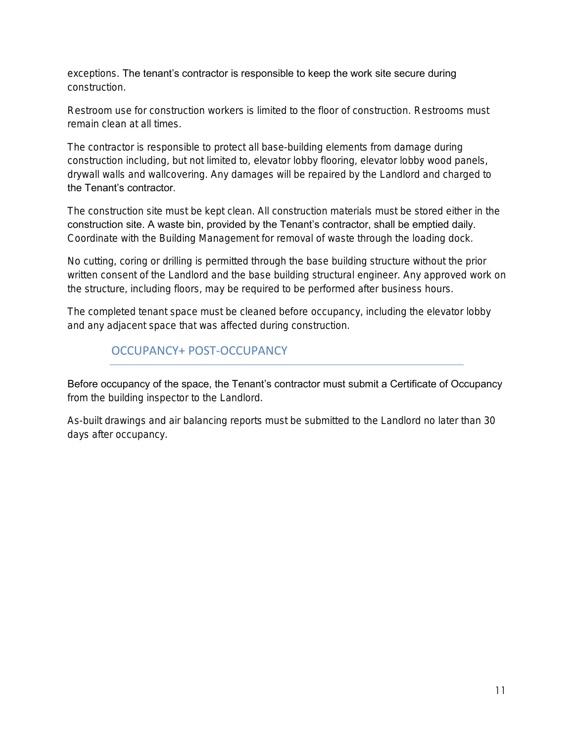exceptions. The tenant's contractor is responsible to keep the work site secure during construction.

Restroom use for construction workers is limited to the floor of construction. Restrooms must remain clean at all times.

The contractor is responsible to protect all base-building elements from damage during construction including, but not limited to, elevator lobby flooring, elevator lobby wood panels, drywall walls and wallcovering. Any damages will be repaired by the Landlord and charged to the Tenant's contractor.

The construction site must be kept clean. All construction materials must be stored either in the construction site. A waste bin, provided by the Tenant's contractor, shall be emptied daily. Coordinate with the Building Management for removal of waste through the loading dock.

No cutting, coring or drilling is permitted through the base building structure without the prior written consent of the Landlord and the base building structural engineer. Any approved work on the structure, including floors, may be required to be performed after business hours.

The completed tenant space must be cleaned before occupancy, including the elevator lobby and any adjacent space that was affected during construction.

## OCCUPANCY+ POST-OCCUPANCY

Before occupancy of the space, the Tenant's contractor must submit a Certificate of Occupancy from the building inspector to the Landlord.

As-built drawings and air balancing reports must be submitted to the Landlord no later than 30 days after occupancy.